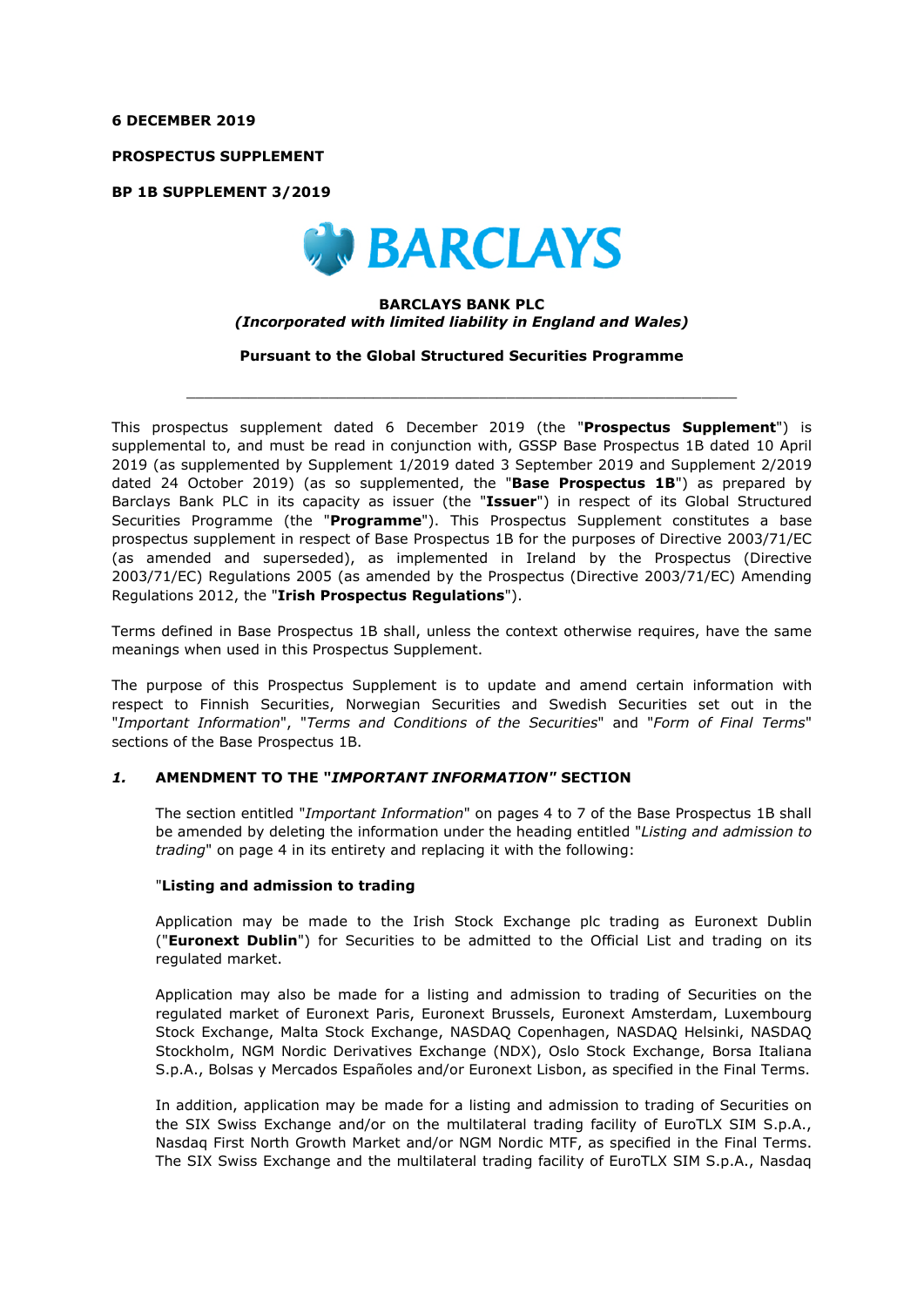**6 DECEMBER 2019**

**PROSPECTUS SUPPLEMENT**

**BP 1B SUPPLEMENT 3/2019**

BARCLAYS

**BARCLAYS BANK PLC**
***(Incorporated with limited liability in England and Wales)***

**Pursuant to the Global Structured Securities Programme**

---

This prospectus supplement dated 6 December 2019 (the "**Prospectus Supplement**") is supplemental to, and must be read in conjunction with, GSSP Base Prospectus 1B dated 10 April 2019 (as supplemented by Supplement 1/2019 dated 3 September 2019 and Supplement 2/2019 dated 24 October 2019) (as so supplemented, the "**Base Prospectus 1B**") as prepared by Barclays Bank PLC in its capacity as issuer (the "**Issuer**") in respect of its Global Structured Securities Programme (the "**Programme**"). This Prospectus Supplement constitutes a base prospectus supplement in respect of Base Prospectus 1B for the purposes of Directive 2003/71/EC (as amended and superseded), as implemented in Ireland by the Prospectus (Directive 2003/71/EC) Regulations 2005 (as amended by the Prospectus (Directive 2003/71/EC) Amending Regulations 2012, the "**Irish Prospectus Regulations**").

Terms defined in Base Prospectus 1B shall, unless the context otherwise requires, have the same meanings when used in this Prospectus Supplement.

The purpose of this Prospectus Supplement is to update and amend certain information with respect to Finnish Securities, Norwegian Securities and Swedish Securities set out in the "*Important Information*", "*Terms and Conditions of the Securities*" and "*Form of Final Terms*" sections of the Base Prospectus 1B.

## *1.* AMENDMENT TO THE "*IMPORTANT INFORMATION*" SECTION

The section entitled "*Important Information*" on pages 4 to 7 of the Base Prospectus 1B shall be amended by deleting the information under the heading entitled "*Listing and admission to trading*" on page 4 in its entirety and replacing it with the following:

"**Listing and admission to trading**

Application may be made to the Irish Stock Exchange plc trading as Euronext Dublin ("**Euronext Dublin**") for Securities to be admitted to the Official List and trading on its regulated market.

Application may also be made for a listing and admission to trading of Securities on the regulated market of Euronext Paris, Euronext Brussels, Euronext Amsterdam, Luxembourg Stock Exchange, Malta Stock Exchange, NASDAQ Copenhagen, NASDAQ Helsinki, NASDAQ Stockholm, NGM Nordic Derivatives Exchange (NDX), Oslo Stock Exchange, Borsa Italiana S.p.A., Bolsas y Mercados Españoles and/or Euronext Lisbon, as specified in the Final Terms.

In addition, application may be made for a listing and admission to trading of Securities on the SIX Swiss Exchange and/or on the multilateral trading facility of EuroTLX SIM S.p.A., Nasdaq First North Growth Market and/or NGM Nordic MTF, as specified in the Final Terms. The SIX Swiss Exchange and the multilateral trading facility of EuroTLX SIM S.p.A., Nasdaq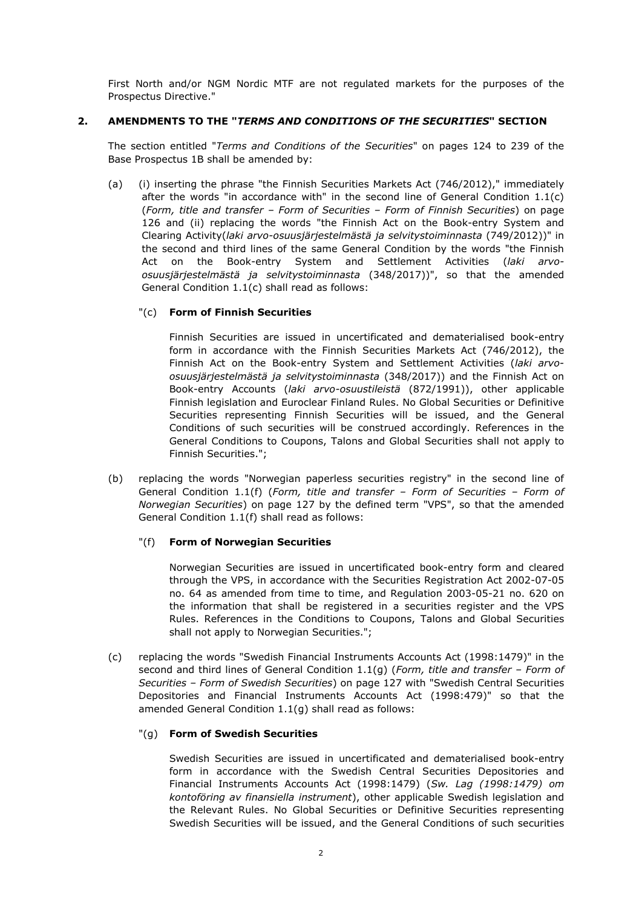First North and/or NGM Nordic MTF are not regulated markets for the purposes of the Prospectus Directive."

## 2. AMENDMENTS TO THE "*TERMS AND CONDITIONS OF THE SECURITIES*" SECTION

The section entitled "*Terms and Conditions of the Securities*" on pages 124 to 239 of the Base Prospectus 1B shall be amended by:

(a) (i) inserting the phrase "the Finnish Securities Markets Act (746/2012)," immediately after the words "in accordance with" in the second line of General Condition 1.1(c) (*Form, title and transfer – Form of Securities – Form of Finnish Securities*) on page 126 and (ii) replacing the words "the Finnish Act on the Book-entry System and Clearing Activity(*laki arvo-osuusjärjestelmästä ja selvitystoiminnasta* (749/2012))" in the second and third lines of the same General Condition by the words "the Finnish Act on the Book-entry System and Settlement Activities (*laki arvo-osuusjärjestelmästä ja selvitystoiminnasta* (348/2017))", so that the amended General Condition 1.1(c) shall read as follows:

"(c) **Form of Finnish Securities**

Finnish Securities are issued in uncertificated and dematerialised book-entry form in accordance with the Finnish Securities Markets Act (746/2012), the Finnish Act on the Book-entry System and Settlement Activities (*laki arvo-osuusjärjestelmästä ja selvitystoiminnasta* (348/2017)) and the Finnish Act on Book-entry Accounts (*laki arvo-osuustileistä* (872/1991)), other applicable Finnish legislation and Euroclear Finland Rules. No Global Securities or Definitive Securities representing Finnish Securities will be issued, and the General Conditions of such securities will be construed accordingly. References in the General Conditions to Coupons, Talons and Global Securities shall not apply to Finnish Securities.";

(b) replacing the words "Norwegian paperless securities registry" in the second line of General Condition 1.1(f) (*Form, title and transfer – Form of Securities – Form of Norwegian Securities*) on page 127 by the defined term "VPS", so that the amended General Condition 1.1(f) shall read as follows:

"(f) **Form of Norwegian Securities**

Norwegian Securities are issued in uncertificated book-entry form and cleared through the VPS, in accordance with the Securities Registration Act 2002-07-05 no. 64 as amended from time to time, and Regulation 2003-05-21 no. 620 on the information that shall be registered in a securities register and the VPS Rules. References in the Conditions to Coupons, Talons and Global Securities shall not apply to Norwegian Securities.";

(c) replacing the words "Swedish Financial Instruments Accounts Act (1998:1479)" in the second and third lines of General Condition 1.1(g) (*Form, title and transfer – Form of Securities – Form of Swedish Securities*) on page 127 with "Swedish Central Securities Depositories and Financial Instruments Accounts Act (1998:479)" so that the amended General Condition 1.1(g) shall read as follows:

"(g) **Form of Swedish Securities**

Swedish Securities are issued in uncertificated and dematerialised book-entry form in accordance with the Swedish Central Securities Depositories and Financial Instruments Accounts Act (1998:1479) (*Sw. Lag (1998:1479) om kontoföring av finansiella instrument*), other applicable Swedish legislation and the Relevant Rules. No Global Securities or Definitive Securities representing Swedish Securities will be issued, and the General Conditions of such securities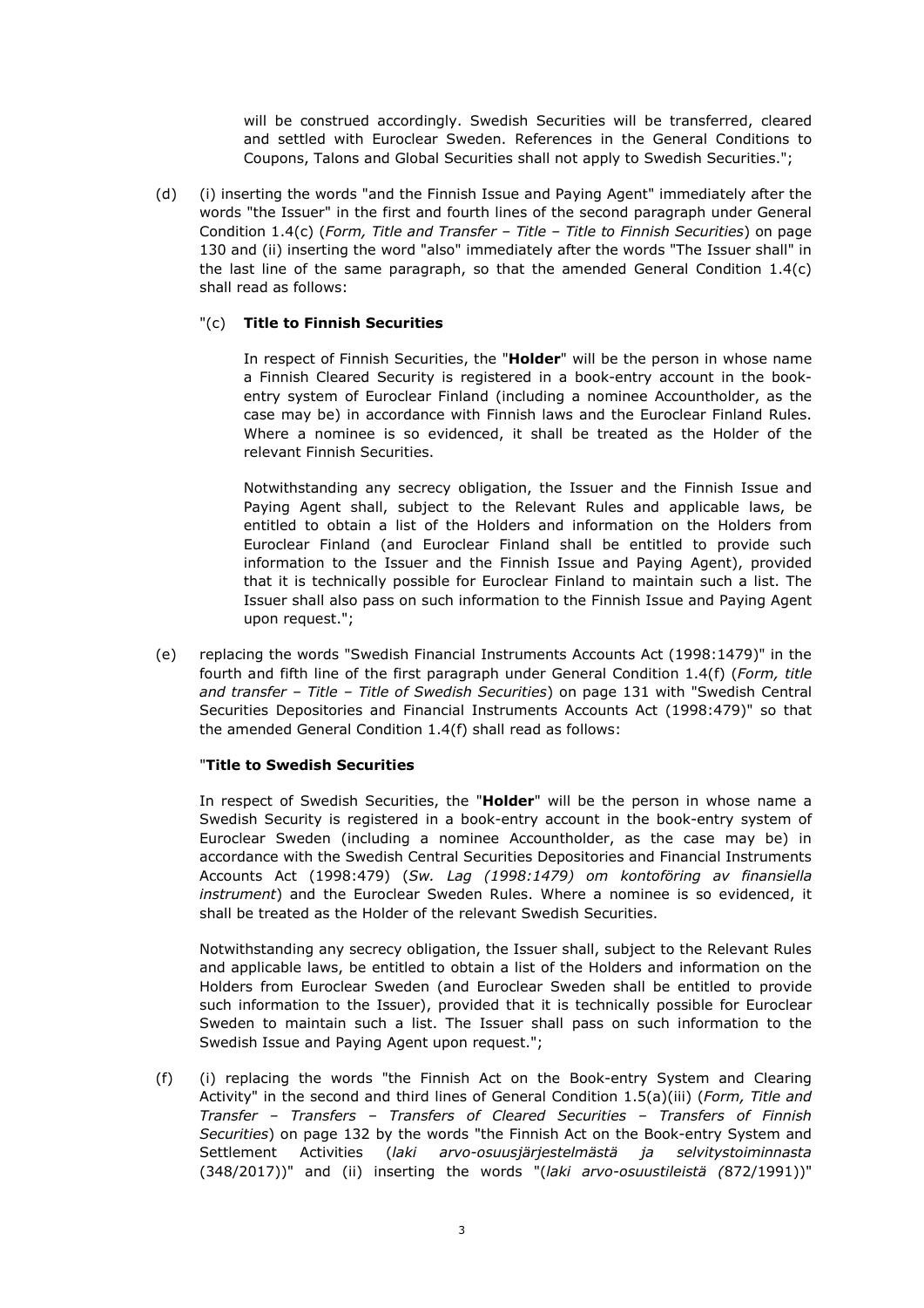will be construed accordingly. Swedish Securities will be transferred, cleared and settled with Euroclear Sweden. References in the General Conditions to Coupons, Talons and Global Securities shall not apply to Swedish Securities.";

(d) (i) inserting the words "and the Finnish Issue and Paying Agent" immediately after the words "the Issuer" in the first and fourth lines of the second paragraph under General Condition 1.4(c) (*Form, Title and Transfer – Title – Title to Finnish Securities*) on page 130 and (ii) inserting the word "also" immediately after the words "The Issuer shall" in the last line of the same paragraph, so that the amended General Condition 1.4(c) shall read as follows:

"(c) **Title to Finnish Securities**

In respect of Finnish Securities, the "**Holder**" will be the person in whose name a Finnish Cleared Security is registered in a book-entry account in the book-entry system of Euroclear Finland (including a nominee Accountholder, as the case may be) in accordance with Finnish laws and the Euroclear Finland Rules. Where a nominee is so evidenced, it shall be treated as the Holder of the relevant Finnish Securities.

Notwithstanding any secrecy obligation, the Issuer and the Finnish Issue and Paying Agent shall, subject to the Relevant Rules and applicable laws, be entitled to obtain a list of the Holders and information on the Holders from Euroclear Finland (and Euroclear Finland shall be entitled to provide such information to the Issuer and the Finnish Issue and Paying Agent), provided that it is technically possible for Euroclear Finland to maintain such a list. The Issuer shall also pass on such information to the Finnish Issue and Paying Agent upon request.";

(e) replacing the words "Swedish Financial Instruments Accounts Act (1998:1479)" in the fourth and fifth line of the first paragraph under General Condition 1.4(f) (*Form, title and transfer – Title – Title of Swedish Securities*) on page 131 with "Swedish Central Securities Depositories and Financial Instruments Accounts Act (1998:479)" so that the amended General Condition 1.4(f) shall read as follows:

"**Title to Swedish Securities**

In respect of Swedish Securities, the "**Holder**" will be the person in whose name a Swedish Security is registered in a book-entry account in the book-entry system of Euroclear Sweden (including a nominee Accountholder, as the case may be) in accordance with the Swedish Central Securities Depositories and Financial Instruments Accounts Act (1998:479) (*Sw. Lag (1998:1479) om kontoföring av finansiella instrument*) and the Euroclear Sweden Rules. Where a nominee is so evidenced, it shall be treated as the Holder of the relevant Swedish Securities.

Notwithstanding any secrecy obligation, the Issuer shall, subject to the Relevant Rules and applicable laws, be entitled to obtain a list of the Holders and information on the Holders from Euroclear Sweden (and Euroclear Sweden shall be entitled to provide such information to the Issuer), provided that it is technically possible for Euroclear Sweden to maintain such a list. The Issuer shall pass on such information to the Swedish Issue and Paying Agent upon request.";

(f) (i) replacing the words "the Finnish Act on the Book-entry System and Clearing Activity" in the second and third lines of General Condition 1.5(a)(iii) (*Form, Title and Transfer – Transfers – Transfers of Cleared Securities – Transfers of Finnish Securities*) on page 132 by the words "the Finnish Act on the Book-entry System and Settlement Activities (*laki arvo-osuusjärjestelmästä ja selvitystoiminnasta* (348/2017))" and (ii) inserting the words "(*laki arvo-osuustileistä (*872/1991))"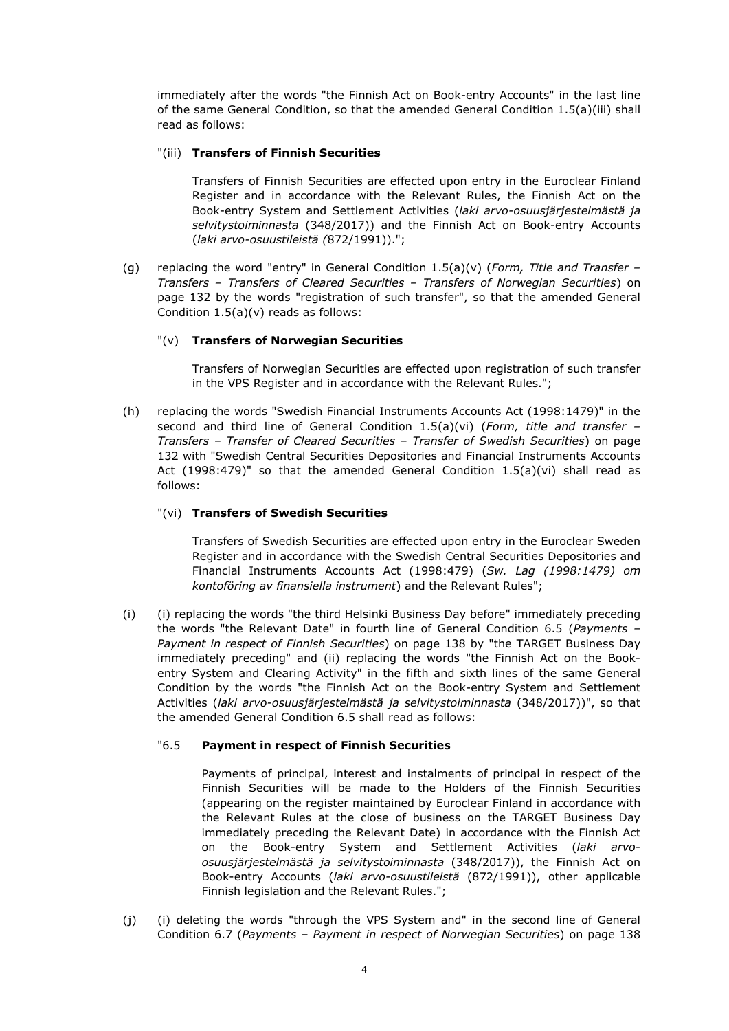immediately after the words "the Finnish Act on Book-entry Accounts" in the last line of the same General Condition, so that the amended General Condition 1.5(a)(iii) shall read as follows:

"(iii) **Transfers of Finnish Securities**

Transfers of Finnish Securities are effected upon entry in the Euroclear Finland Register and in accordance with the Relevant Rules, the Finnish Act on the Book-entry System and Settlement Activities (*laki arvo-osuusjärjestelmästä ja selvitystoiminnasta* (348/2017)) and the Finnish Act on Book-entry Accounts (*laki arvo-osuustileistä (*872/1991)).";

(g) replacing the word "entry" in General Condition 1.5(a)(v) (*Form, Title and Transfer – Transfers – Transfers of Cleared Securities – Transfers of Norwegian Securities*) on page 132 by the words "registration of such transfer", so that the amended General Condition 1.5(a)(v) reads as follows:

"(v) **Transfers of Norwegian Securities**

Transfers of Norwegian Securities are effected upon registration of such transfer in the VPS Register and in accordance with the Relevant Rules.";

(h) replacing the words "Swedish Financial Instruments Accounts Act (1998:1479)" in the second and third line of General Condition 1.5(a)(vi) (*Form, title and transfer – Transfers – Transfer of Cleared Securities – Transfer of Swedish Securities*) on page 132 with "Swedish Central Securities Depositories and Financial Instruments Accounts Act (1998:479)" so that the amended General Condition 1.5(a)(vi) shall read as follows:

"(vi) **Transfers of Swedish Securities**

Transfers of Swedish Securities are effected upon entry in the Euroclear Sweden Register and in accordance with the Swedish Central Securities Depositories and Financial Instruments Accounts Act (1998:479) (*Sw. Lag (1998:1479) om kontoföring av finansiella instrument*) and the Relevant Rules";

(i) (i) replacing the words "the third Helsinki Business Day before" immediately preceding the words "the Relevant Date" in fourth line of General Condition 6.5 (*Payments – Payment in respect of Finnish Securities*) on page 138 by "the TARGET Business Day immediately preceding" and (ii) replacing the words "the Finnish Act on the Book-entry System and Clearing Activity" in the fifth and sixth lines of the same General Condition by the words "the Finnish Act on the Book-entry System and Settlement Activities (*laki arvo-osuusjärjestelmästä ja selvitystoiminnasta* (348/2017))", so that the amended General Condition 6.5 shall read as follows:

"6.5 **Payment in respect of Finnish Securities**

Payments of principal, interest and instalments of principal in respect of the Finnish Securities will be made to the Holders of the Finnish Securities (appearing on the register maintained by Euroclear Finland in accordance with the Relevant Rules at the close of business on the TARGET Business Day immediately preceding the Relevant Date) in accordance with the Finnish Act on the Book-entry System and Settlement Activities (*laki arvo-osuusjärjestelmästä ja selvitystoiminnasta* (348/2017)), the Finnish Act on Book-entry Accounts (*laki arvo-osuustileistä* (872/1991)), other applicable Finnish legislation and the Relevant Rules.";

(j) (i) deleting the words "through the VPS System and" in the second line of General Condition 6.7 (*Payments – Payment in respect of Norwegian Securities*) on page 138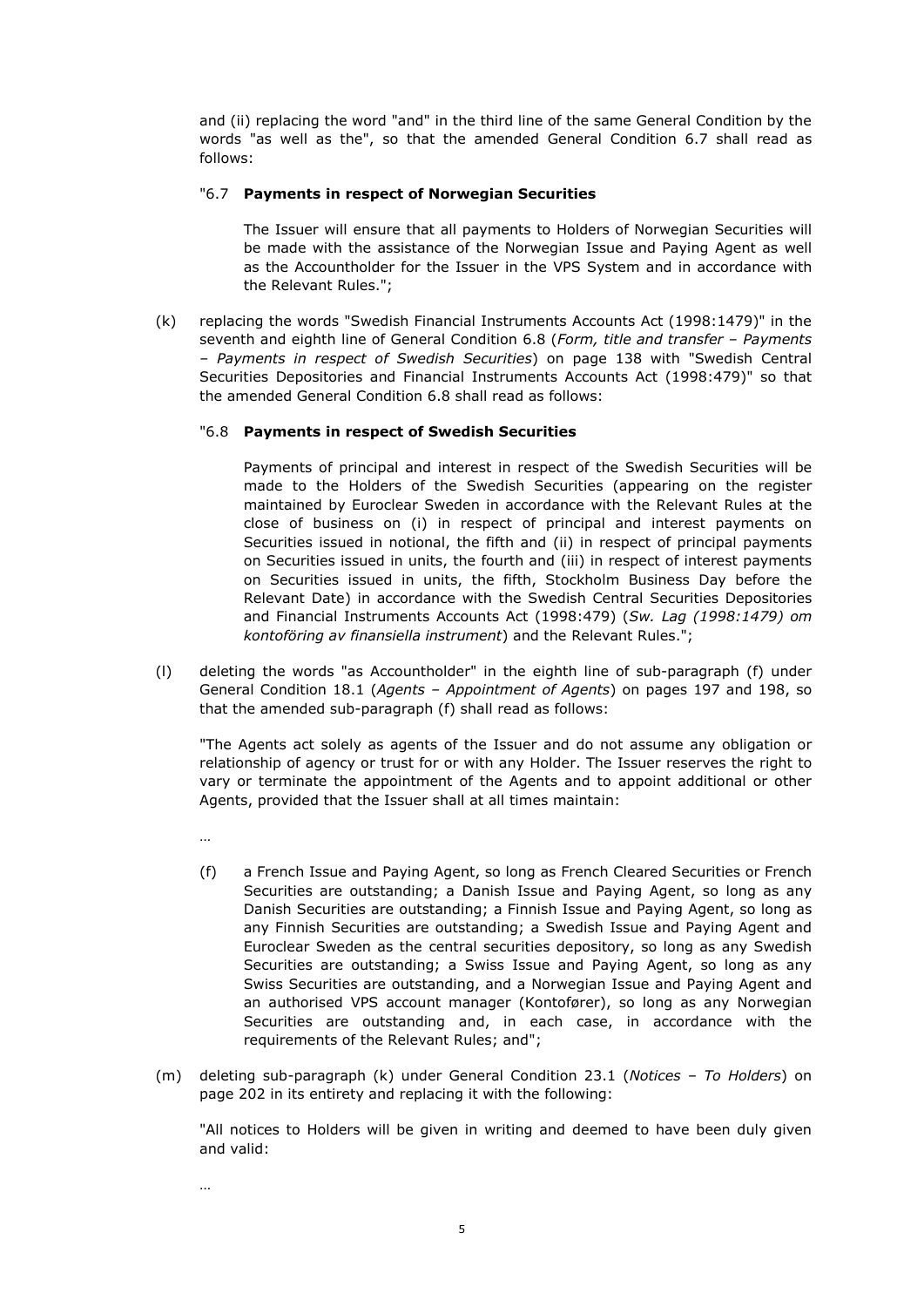and (ii) replacing the word "and" in the third line of the same General Condition by the words "as well as the", so that the amended General Condition 6.7 shall read as follows:

"6.7 **Payments in respect of Norwegian Securities**

The Issuer will ensure that all payments to Holders of Norwegian Securities will be made with the assistance of the Norwegian Issue and Paying Agent as well as the Accountholder for the Issuer in the VPS System and in accordance with the Relevant Rules.";

(k) replacing the words "Swedish Financial Instruments Accounts Act (1998:1479)" in the seventh and eighth line of General Condition 6.8 (*Form, title and transfer – Payments – Payments in respect of Swedish Securities*) on page 138 with "Swedish Central Securities Depositories and Financial Instruments Accounts Act (1998:479)" so that the amended General Condition 6.8 shall read as follows:

"6.8 **Payments in respect of Swedish Securities**

Payments of principal and interest in respect of the Swedish Securities will be made to the Holders of the Swedish Securities (appearing on the register maintained by Euroclear Sweden in accordance with the Relevant Rules at the close of business on (i) in respect of principal and interest payments on Securities issued in notional, the fifth and (ii) in respect of principal payments on Securities issued in units, the fourth and (iii) in respect of interest payments on Securities issued in units, the fifth, Stockholm Business Day before the Relevant Date) in accordance with the Swedish Central Securities Depositories and Financial Instruments Accounts Act (1998:479) (*Sw. Lag (1998:1479) om kontoföring av finansiella instrument*) and the Relevant Rules.";

(l) deleting the words "as Accountholder" in the eighth line of sub-paragraph (f) under General Condition 18.1 (*Agents – Appointment of Agents*) on pages 197 and 198, so that the amended sub-paragraph (f) shall read as follows:

"The Agents act solely as agents of the Issuer and do not assume any obligation or relationship of agency or trust for or with any Holder. The Issuer reserves the right to vary or terminate the appointment of the Agents and to appoint additional or other Agents, provided that the Issuer shall at all times maintain:

…

(f) a French Issue and Paying Agent, so long as French Cleared Securities or French Securities are outstanding; a Danish Issue and Paying Agent, so long as any Danish Securities are outstanding; a Finnish Issue and Paying Agent, so long as any Finnish Securities are outstanding; a Swedish Issue and Paying Agent and Euroclear Sweden as the central securities depository, so long as any Swedish Securities are outstanding; a Swiss Issue and Paying Agent, so long as any Swiss Securities are outstanding, and a Norwegian Issue and Paying Agent and an authorised VPS account manager (Kontofører), so long as any Norwegian Securities are outstanding and, in each case, in accordance with the requirements of the Relevant Rules; and";

(m) deleting sub-paragraph (k) under General Condition 23.1 (*Notices – To Holders*) on page 202 in its entirety and replacing it with the following:

"All notices to Holders will be given in writing and deemed to have been duly given and valid:

…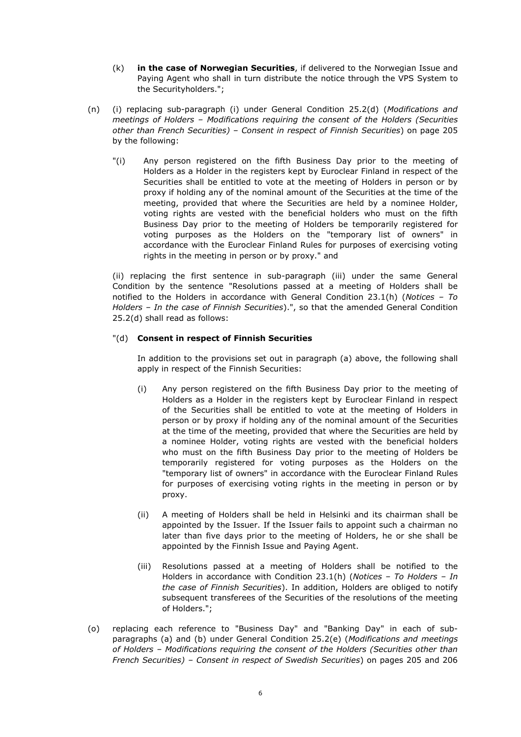(k) **in the case of Norwegian Securities**, if delivered to the Norwegian Issue and Paying Agent who shall in turn distribute the notice through the VPS System to the Securityholders.";

(n) (i) replacing sub-paragraph (i) under General Condition 25.2(d) (*Modifications and meetings of Holders – Modifications requiring the consent of the Holders (Securities other than French Securities) – Consent in respect of Finnish Securities*) on page 205 by the following:

"(i) Any person registered on the fifth Business Day prior to the meeting of Holders as a Holder in the registers kept by Euroclear Finland in respect of the Securities shall be entitled to vote at the meeting of Holders in person or by proxy if holding any of the nominal amount of the Securities at the time of the meeting, provided that where the Securities are held by a nominee Holder, voting rights are vested with the beneficial holders who must on the fifth Business Day prior to the meeting of Holders be temporarily registered for voting purposes as the Holders on the "temporary list of owners" in accordance with the Euroclear Finland Rules for purposes of exercising voting rights in the meeting in person or by proxy." and

(ii) replacing the first sentence in sub-paragraph (iii) under the same General Condition by the sentence "Resolutions passed at a meeting of Holders shall be notified to the Holders in accordance with General Condition 23.1(h) (*Notices – To Holders – In the case of Finnish Securities*).", so that the amended General Condition 25.2(d) shall read as follows:

"(d) **Consent in respect of Finnish Securities**

In addition to the provisions set out in paragraph (a) above, the following shall apply in respect of the Finnish Securities:

(i) Any person registered on the fifth Business Day prior to the meeting of Holders as a Holder in the registers kept by Euroclear Finland in respect of the Securities shall be entitled to vote at the meeting of Holders in person or by proxy if holding any of the nominal amount of the Securities at the time of the meeting, provided that where the Securities are held by a nominee Holder, voting rights are vested with the beneficial holders who must on the fifth Business Day prior to the meeting of Holders be temporarily registered for voting purposes as the Holders on the "temporary list of owners" in accordance with the Euroclear Finland Rules for purposes of exercising voting rights in the meeting in person or by proxy.

(ii) A meeting of Holders shall be held in Helsinki and its chairman shall be appointed by the Issuer. If the Issuer fails to appoint such a chairman no later than five days prior to the meeting of Holders, he or she shall be appointed by the Finnish Issue and Paying Agent.

(iii) Resolutions passed at a meeting of Holders shall be notified to the Holders in accordance with Condition 23.1(h) (*Notices – To Holders – In the case of Finnish Securities*). In addition, Holders are obliged to notify subsequent transferees of the Securities of the resolutions of the meeting of Holders.";

(o) replacing each reference to "Business Day" and "Banking Day" in each of sub-paragraphs (a) and (b) under General Condition 25.2(e) (*Modifications and meetings of Holders – Modifications requiring the consent of the Holders (Securities other than French Securities) – Consent in respect of Swedish Securities*) on pages 205 and 206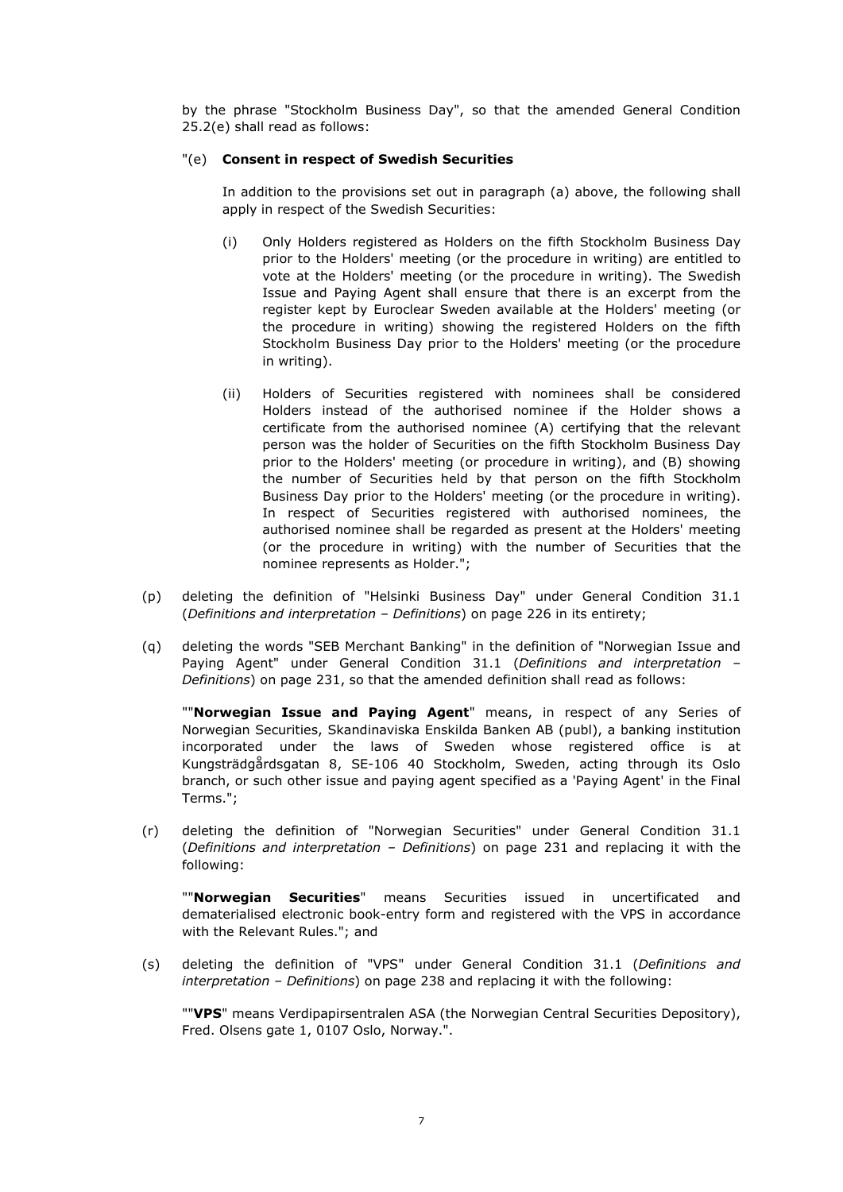by the phrase "Stockholm Business Day", so that the amended General Condition 25.2(e) shall read as follows:

"(e) **Consent in respect of Swedish Securities**

In addition to the provisions set out in paragraph (a) above, the following shall apply in respect of the Swedish Securities:

(i) Only Holders registered as Holders on the fifth Stockholm Business Day prior to the Holders' meeting (or the procedure in writing) are entitled to vote at the Holders' meeting (or the procedure in writing). The Swedish Issue and Paying Agent shall ensure that there is an excerpt from the register kept by Euroclear Sweden available at the Holders' meeting (or the procedure in writing) showing the registered Holders on the fifth Stockholm Business Day prior to the Holders' meeting (or the procedure in writing).

(ii) Holders of Securities registered with nominees shall be considered Holders instead of the authorised nominee if the Holder shows a certificate from the authorised nominee (A) certifying that the relevant person was the holder of Securities on the fifth Stockholm Business Day prior to the Holders' meeting (or procedure in writing), and (B) showing the number of Securities held by that person on the fifth Stockholm Business Day prior to the Holders' meeting (or the procedure in writing). In respect of Securities registered with authorised nominees, the authorised nominee shall be regarded as present at the Holders' meeting (or the procedure in writing) with the number of Securities that the nominee represents as Holder.";

(p) deleting the definition of "Helsinki Business Day" under General Condition 31.1 (*Definitions and interpretation – Definitions*) on page 226 in its entirety;

(q) deleting the words "SEB Merchant Banking" in the definition of "Norwegian Issue and Paying Agent" under General Condition 31.1 (*Definitions and interpretation – Definitions*) on page 231, so that the amended definition shall read as follows:

""**Norwegian Issue and Paying Agent**" means, in respect of any Series of Norwegian Securities, Skandinaviska Enskilda Banken AB (publ), a banking institution incorporated under the laws of Sweden whose registered office is at Kungsträdgårdsgatan 8, SE-106 40 Stockholm, Sweden, acting through its Oslo branch, or such other issue and paying agent specified as a 'Paying Agent' in the Final Terms.";

(r) deleting the definition of "Norwegian Securities" under General Condition 31.1 (*Definitions and interpretation – Definitions*) on page 231 and replacing it with the following:

""**Norwegian Securities**" means Securities issued in uncertificated and dematerialised electronic book-entry form and registered with the VPS in accordance with the Relevant Rules."; and

(s) deleting the definition of "VPS" under General Condition 31.1 (*Definitions and interpretation – Definitions*) on page 238 and replacing it with the following:

""**VPS**" means Verdipapirsentralen ASA (the Norwegian Central Securities Depository), Fred. Olsens gate 1, 0107 Oslo, Norway.".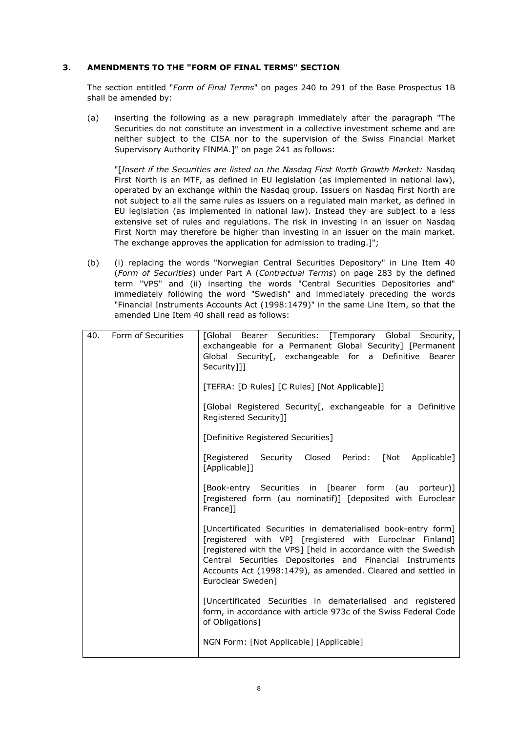## 3. AMENDMENTS TO THE "FORM OF FINAL TERMS" SECTION

The section entitled "*Form of Final Terms*" on pages 240 to 291 of the Base Prospectus 1B shall be amended by:

(a) inserting the following as a new paragraph immediately after the paragraph "The Securities do not constitute an investment in a collective investment scheme and are neither subject to the CISA nor to the supervision of the Swiss Financial Market Supervisory Authority FINMA.]" on page 241 as follows:

"[*Insert if the Securities are listed on the Nasdaq First North Growth Market:* Nasdaq First North is an MTF, as defined in EU legislation (as implemented in national law), operated by an exchange within the Nasdaq group. Issuers on Nasdaq First North are not subject to all the same rules as issuers on a regulated main market, as defined in EU legislation (as implemented in national law). Instead they are subject to a less extensive set of rules and regulations. The risk in investing in an issuer on Nasdaq First North may therefore be higher than investing in an issuer on the main market. The exchange approves the application for admission to trading.]";

(b) (i) replacing the words "Norwegian Central Securities Depository" in Line Item 40 (*Form of Securities*) under Part A (*Contractual Terms*) on page 283 by the defined term "VPS" and (ii) inserting the words "Central Securities Depositories and" immediately following the word "Swedish" and immediately preceding the words "Financial Instruments Accounts Act (1998:1479)" in the same Line Item, so that the amended Line Item 40 shall read as follows:

| 40. Form of Securities | [Global Bearer Securities: [Temporary Global Security, exchangeable for a Permanent Global Security] [Permanent Global Security[, exchangeable for a Definitive Bearer Security]]]<br><br>[TEFRA: [D Rules] [C Rules] [Not Applicable]]<br><br>[Global Registered Security[, exchangeable for a Definitive Registered Security]]<br><br>[Definitive Registered Securities]<br><br>[Registered Security Closed Period: [Not Applicable] [Applicable]]<br><br>[Book-entry Securities in [bearer form (au porteur)] [registered form (au nominatif)] [deposited with Euroclear France]]<br><br>[Uncertificated Securities in dematerialised book-entry form] [registered with VP] [registered with Euroclear Finland] [registered with the VPS] [held in accordance with the Swedish Central Securities Depositories and Financial Instruments Accounts Act (1998:1479), as amended. Cleared and settled in Euroclear Sweden]<br><br>[Uncertificated Securities in dematerialised and registered form, in accordance with article 973c of the Swiss Federal Code of Obligations]<br><br>NGN Form: [Not Applicable] [Applicable] |
|---|---|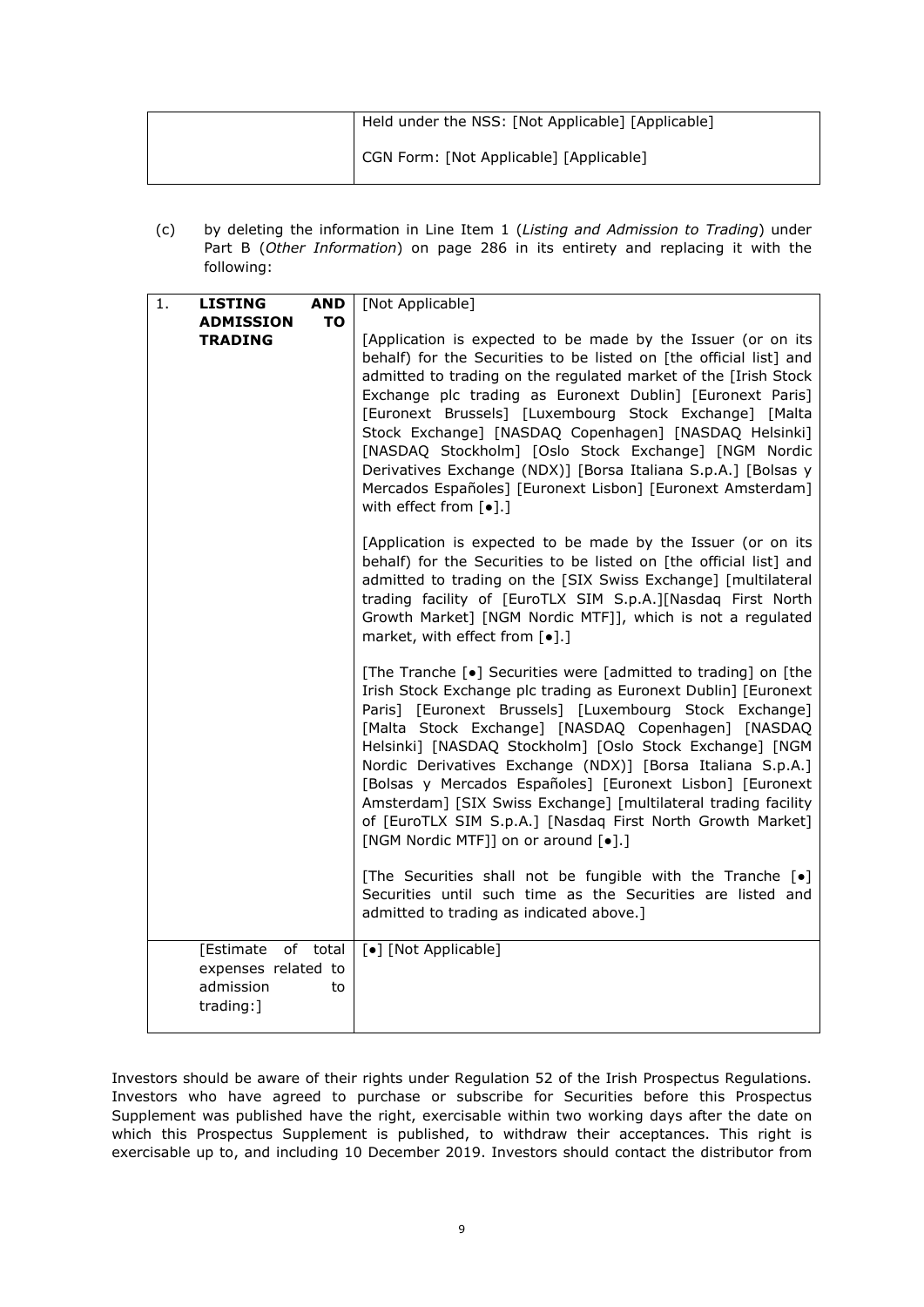| | Held under the NSS: [Not Applicable] [Applicable]<br><br>CGN Form: [Not Applicable] [Applicable] |
|---|---|

(c) by deleting the information in Line Item 1 (*Listing and Admission to Trading*) under Part B (*Other Information*) on page 286 in its entirety and replacing it with the following:

| 1. **LISTING AND ADMISSION TO TRADING** | [Not Applicable]<br><br>[Application is expected to be made by the Issuer (or on its behalf) for the Securities to be listed on [the official list] and admitted to trading on the regulated market of the [Irish Stock Exchange plc trading as Euronext Dublin] [Euronext Paris] [Euronext Brussels] [Luxembourg Stock Exchange] [Malta Stock Exchange] [NASDAQ Copenhagen] [NASDAQ Helsinki] [NASDAQ Stockholm] [Oslo Stock Exchange] [NGM Nordic Derivatives Exchange (NDX)] [Borsa Italiana S.p.A.] [Bolsas y Mercados Españoles] [Euronext Lisbon] [Euronext Amsterdam] with effect from [•].]<br><br>[Application is expected to be made by the Issuer (or on its behalf) for the Securities to be listed on [the official list] and admitted to trading on the [SIX Swiss Exchange] [multilateral trading facility of [EuroTLX SIM S.p.A.][Nasdaq First North Growth Market] [NGM Nordic MTF]], which is not a regulated market, with effect from [•].]<br><br>[The Tranche [•] Securities were [admitted to trading] on [the Irish Stock Exchange plc trading as Euronext Dublin] [Euronext Paris] [Euronext Brussels] [Luxembourg Stock Exchange] [Malta Stock Exchange] [NASDAQ Copenhagen] [NASDAQ Helsinki] [NASDAQ Stockholm] [Oslo Stock Exchange] [NGM Nordic Derivatives Exchange (NDX)] [Borsa Italiana S.p.A.] [Bolsas y Mercados Españoles] [Euronext Lisbon] [Euronext Amsterdam] [SIX Swiss Exchange] [multilateral trading facility of [EuroTLX SIM S.p.A.] [Nasdaq First North Growth Market] [NGM Nordic MTF]] on or around [•].]<br><br>[The Securities shall not be fungible with the Tranche [•] Securities until such time as the Securities are listed and admitted to trading as indicated above.] |
|---|---|
| [Estimate of total expenses related to admission to trading:] | [•] [Not Applicable] |

Investors should be aware of their rights under Regulation 52 of the Irish Prospectus Regulations. Investors who have agreed to purchase or subscribe for Securities before this Prospectus Supplement was published have the right, exercisable within two working days after the date on which this Prospectus Supplement is published, to withdraw their acceptances. This right is exercisable up to, and including 10 December 2019. Investors should contact the distributor from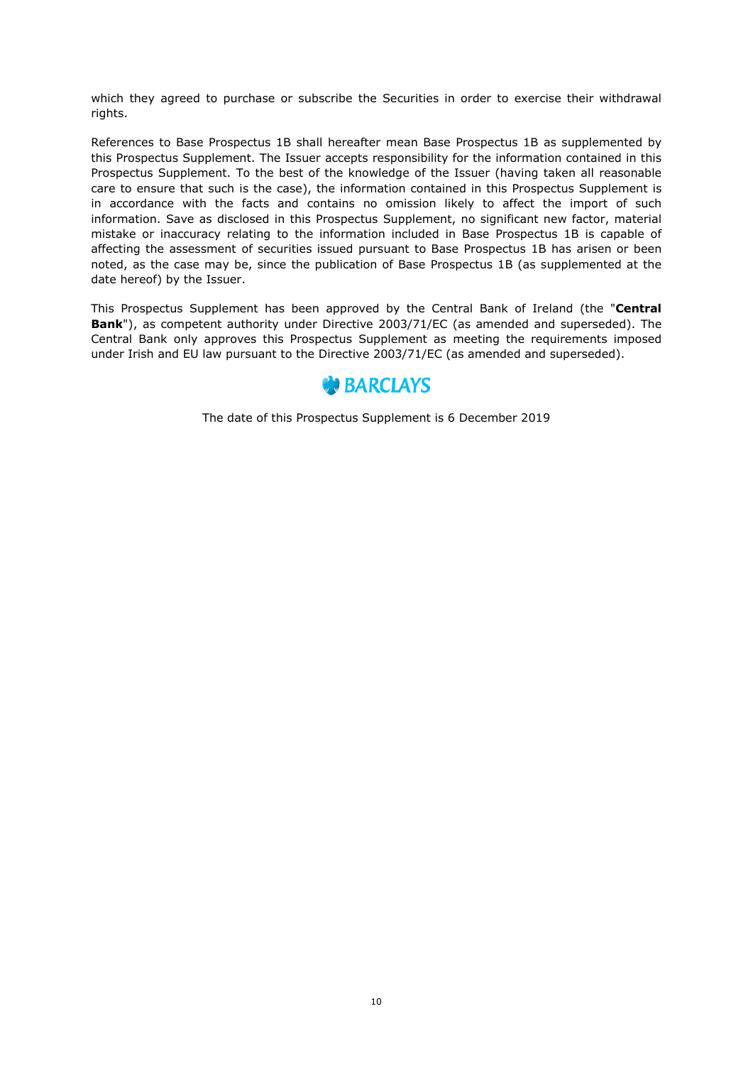which they agreed to purchase or subscribe the Securities in order to exercise their withdrawal rights.

References to Base Prospectus 1B shall hereafter mean Base Prospectus 1B as supplemented by this Prospectus Supplement. The Issuer accepts responsibility for the information contained in this Prospectus Supplement. To the best of the knowledge of the Issuer (having taken all reasonable care to ensure that such is the case), the information contained in this Prospectus Supplement is in accordance with the facts and contains no omission likely to affect the import of such information. Save as disclosed in this Prospectus Supplement, no significant new factor, material mistake or inaccuracy relating to the information included in Base Prospectus 1B is capable of affecting the assessment of securities issued pursuant to Base Prospectus 1B has arisen or been noted, as the case may be, since the publication of Base Prospectus 1B (as supplemented at the date hereof) by the Issuer.

This Prospectus Supplement has been approved by the Central Bank of Ireland (the "**Central Bank**"), as competent authority under Directive 2003/71/EC (as amended and superseded). The Central Bank only approves this Prospectus Supplement as meeting the requirements imposed under Irish and EU law pursuant to the Directive 2003/71/EC (as amended and superseded).

BARCLAYS

The date of this Prospectus Supplement is 6 December 2019